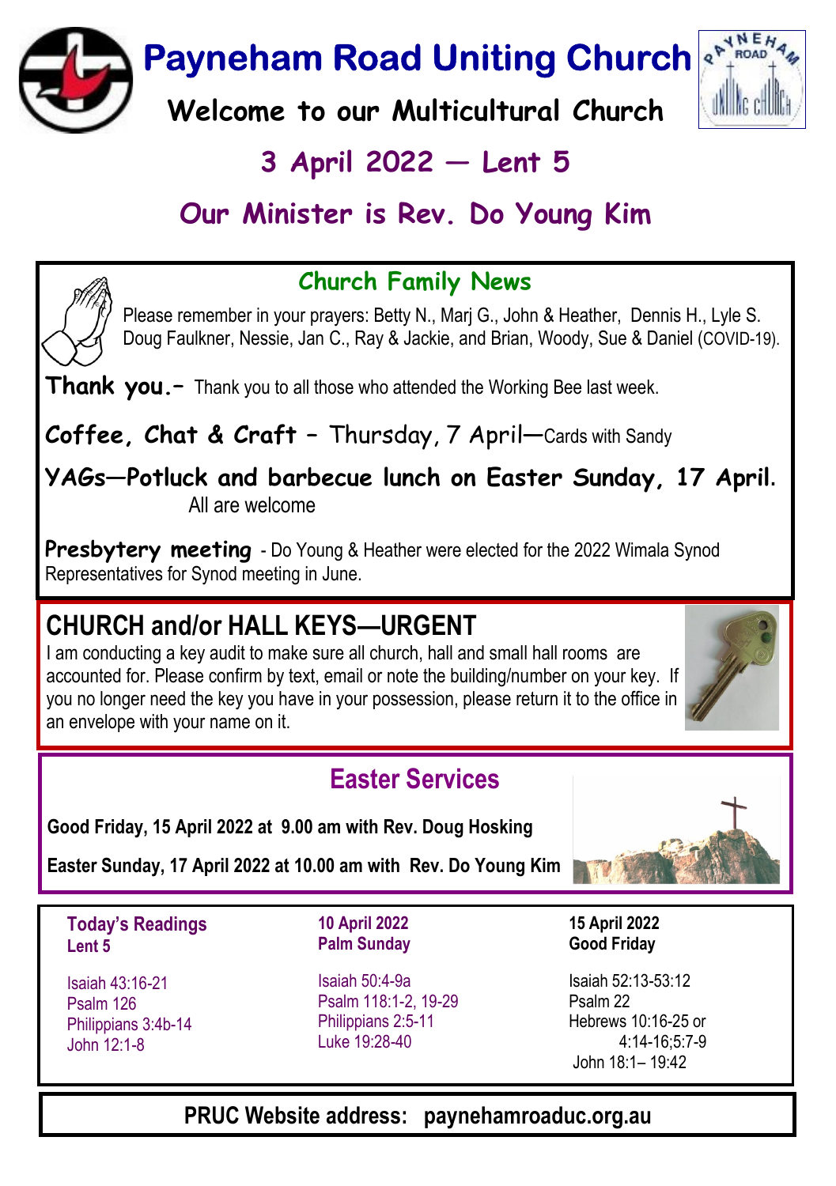# Payneham Road Uniting Church

## Welcome to our Multicultural Church

## 3 April 2022 — Lent 5

## Our Minister is Rev. Do Young Kim

### Church Family News

Please remember in your prayers: Betty N., Marj G., John & Heather, Dennis H., Lyle S. Doug Faulkner, Nessie, Jan C., Ray & Jackie, and Brian, Woody, Sue & Daniel (COVID-19).

**Thank you.**– Thank you to all those who attended the Working Bee last week.

**Coffee, Chat & Craft** – Thursday, 7 April—Cards with Sandy

**YAGs—Potluck and barbecue lunch on Easter Sunday, 17 April.** All are welcome

**Presbytery meeting** - Do Young & Heather were elected for the 2022 Wimala Synod Representatives for Synod meeting in June.

## CHURCH and/or HALL KEYS—URGENT

I am conducting a key audit to make sure all church, hall and small hall rooms are accounted for. Please confirm by text, email or note the building/number on your key. If you no longer need the key you have in your possession, please return it to the office in an envelope with your name on it.

## Easter Services

**Good Friday, 15 April 2022 at 9.00 am with Rev. Doug Hosking**

**Easter Sunday, 17 April 2022 at 10.00 am with Rev. Do Young Kim**

**Today's Readings**
**Lent 5**

Isaiah 43:16-21
Psalm 126
Philippians 3:4b-14
John 12:1-8

**10 April 2022**
**Palm Sunday**

Isaiah 50:4-9a
Psalm 118:1-2, 19-29
Philippians 2:5-11
Luke 19:28-40

**15 April 2022**
**Good Friday**

Isaiah 52:13-53:12
Psalm 22
Hebrews 10:16-25 or 4:14-16;5:7-9
John 18:1– 19:42

**PRUC Website address: paynehamroaduc.org.au**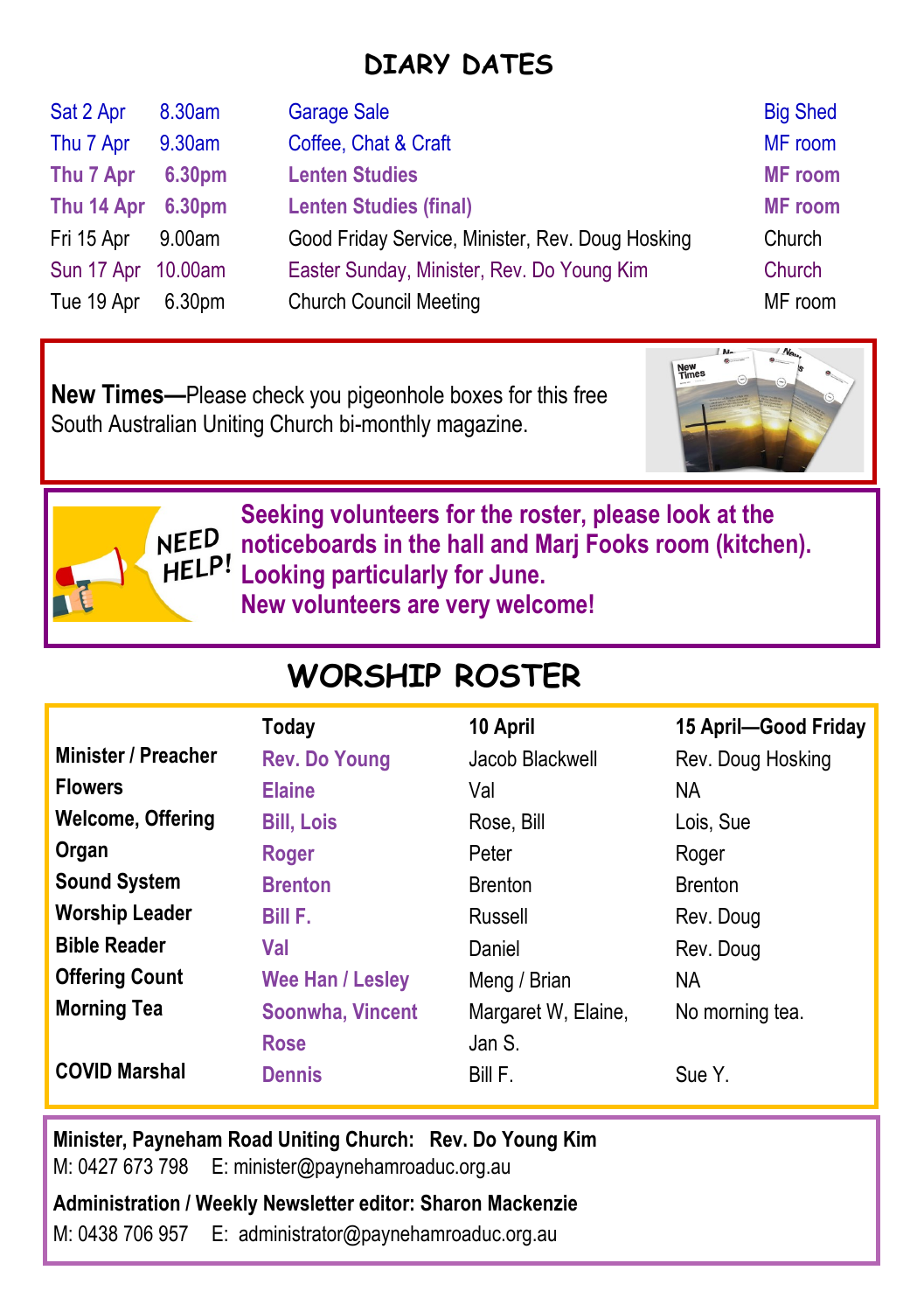## DIARY DATES

| | | | |
|---|---|---|---|
| Sat 2 Apr | 8.30am | Garage Sale | Big Shed |
| Thu 7 Apr | 9.30am | Coffee, Chat & Craft | MF room |
| **Thu 7 Apr** | **6.30pm** | **Lenten Studies** | **MF room** |
| **Thu 14 Apr** | **6.30pm** | **Lenten Studies (final)** | **MF room** |
| Fri 15 Apr | 9.00am | Good Friday Service, Minister, Rev. Doug Hosking | Church |
| Sun 17 Apr | 10.00am | Easter Sunday, Minister, Rev. Do Young Kim | Church |
| Tue 19 Apr | 6.30pm | Church Council Meeting | MF room |

**New Times—**Please check you pigeonhole boxes for this free South Australian Uniting Church bi-monthly magazine.

NEED HELP!

**Seeking volunteers for the roster, please look at the noticeboards in the hall and Marj Fooks room (kitchen). Looking particularly for June. New volunteers are very welcome!**

## WORSHIP ROSTER

| | **Today** | **10 April** | **15 April—Good Friday** |
|---|---|---|---|
| **Minister / Preacher** | **Rev. Do Young** | Jacob Blackwell | Rev. Doug Hosking |
| **Flowers** | **Elaine** | Val | NA |
| **Welcome, Offering** | **Bill, Lois** | Rose, Bill | Lois, Sue |
| **Organ** | **Roger** | Peter | Roger |
| **Sound System** | **Brenton** | Brenton | Brenton |
| **Worship Leader** | **Bill F.** | Russell | Rev. Doug |
| **Bible Reader** | **Val** | Daniel | Rev. Doug |
| **Offering Count** | **Wee Han / Lesley** | Meng / Brian | NA |
| **Morning Tea** | **Soonwha, Vincent Rose** | Margaret W, Elaine, Jan S. | No morning tea. |
| **COVID Marshal** | **Dennis** | Bill F. | Sue Y. |

**Minister, Payneham Road Uniting Church: Rev. Do Young Kim**
M: 0427 673 798 E: minister@paynehamroaduc.org.au

**Administration / Weekly Newsletter editor: Sharon Mackenzie**
M: 0438 706 957 E: administrator@paynehamroaduc.org.au